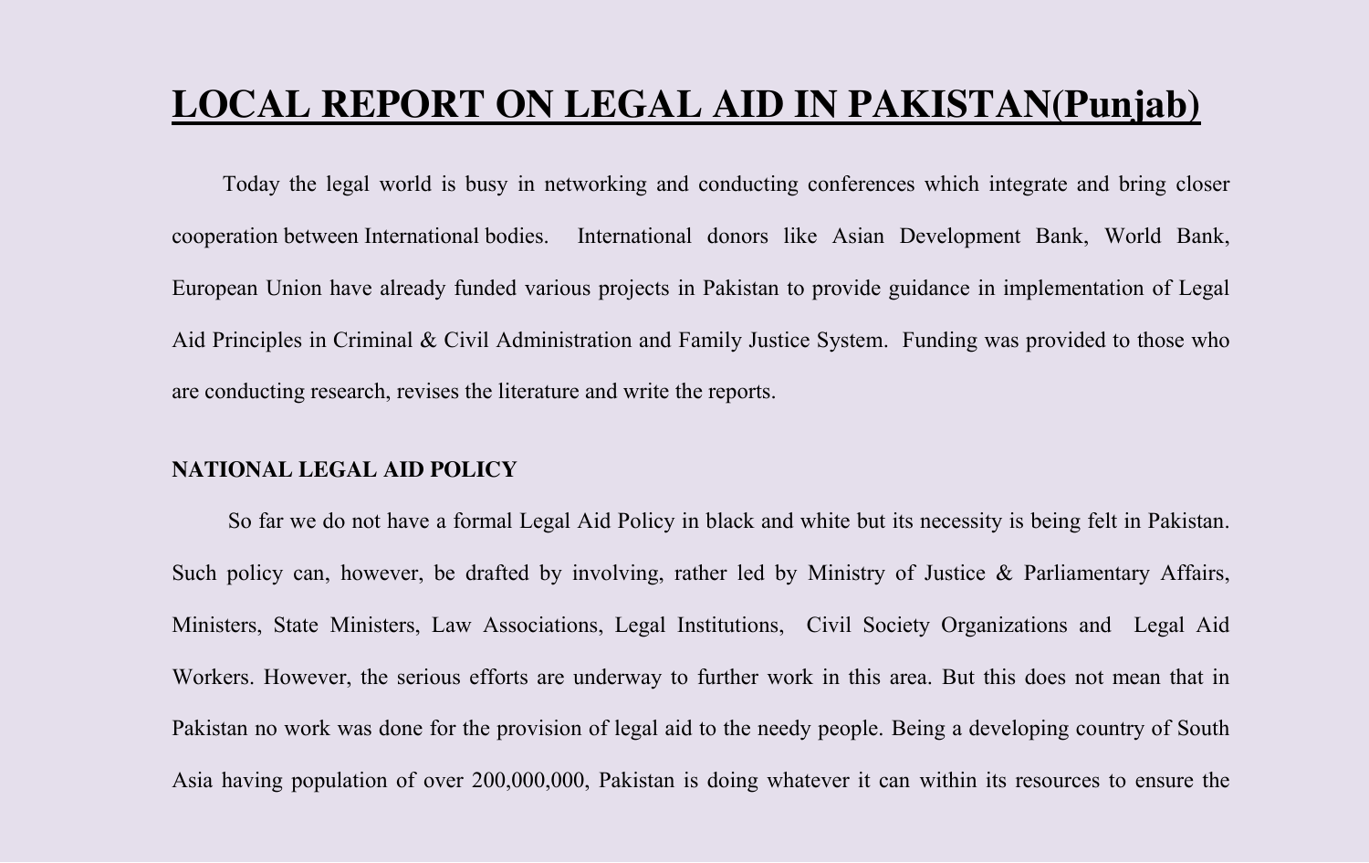# LOCAL REPORT ON LEGAL AID IN PAKISTAN(Punjab)

Today the legal world is busy in networking and conducting conferences which integrate and bring closer cooperation between International bodies. International donors like Asian Development Bank, World Bank, European Union have already funded various projects in Pakistan to provide guidance in implementation of Legal Aid Principles in Criminal & Civil Administration and Family Justice System. Funding was provided to those who are conducting research, revises the literature and write the reports.

**NATIONAL LEGAL AID POLICY**

So far we do not have a formal Legal Aid Policy in black and white but its necessity is being felt in Pakistan. Such policy can, however, be drafted by involving, rather led by Ministry of Justice & Parliamentary Affairs, Ministers, State Ministers, Law Associations, Legal Institutions, Civil Society Organizations and Legal Aid Workers. However, the serious efforts are underway to further work in this area. But this does not mean that in Pakistan no work was done for the provision of legal aid to the needy people. Being a developing country of South Asia having population of over 200,000,000, Pakistan is doing whatever it can within its resources to ensure the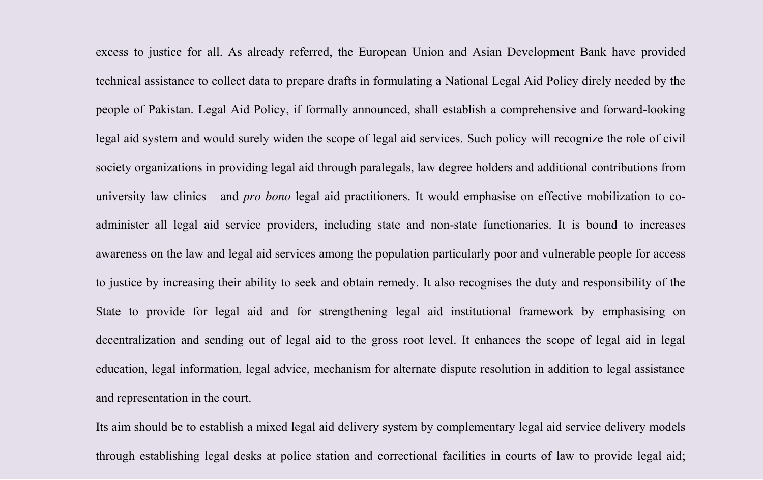excess to justice for all. As already referred, the European Union and Asian Development Bank have provided technical assistance to collect data to prepare drafts in formulating a National Legal Aid Policy direly needed by the people of Pakistan. Legal Aid Policy, if formally announced, shall establish a comprehensive and forward-looking legal aid system and would surely widen the scope of legal aid services. Such policy will recognize the role of civil society organizations in providing legal aid through paralegals, law degree holders and additional contributions from university law clinics and *pro bono* legal aid practitioners. It would emphasise on effective mobilization to co-administer all legal aid service providers, including state and non-state functionaries. It is bound to increases awareness on the law and legal aid services among the population particularly poor and vulnerable people for access to justice by increasing their ability to seek and obtain remedy. It also recognises the duty and responsibility of the State to provide for legal aid and for strengthening legal aid institutional framework by emphasising on decentralization and sending out of legal aid to the gross root level. It enhances the scope of legal aid in legal education, legal information, legal advice, mechanism for alternate dispute resolution in addition to legal assistance and representation in the court.

Its aim should be to establish a mixed legal aid delivery system by complementary legal aid service delivery models through establishing legal desks at police station and correctional facilities in courts of law to provide legal aid;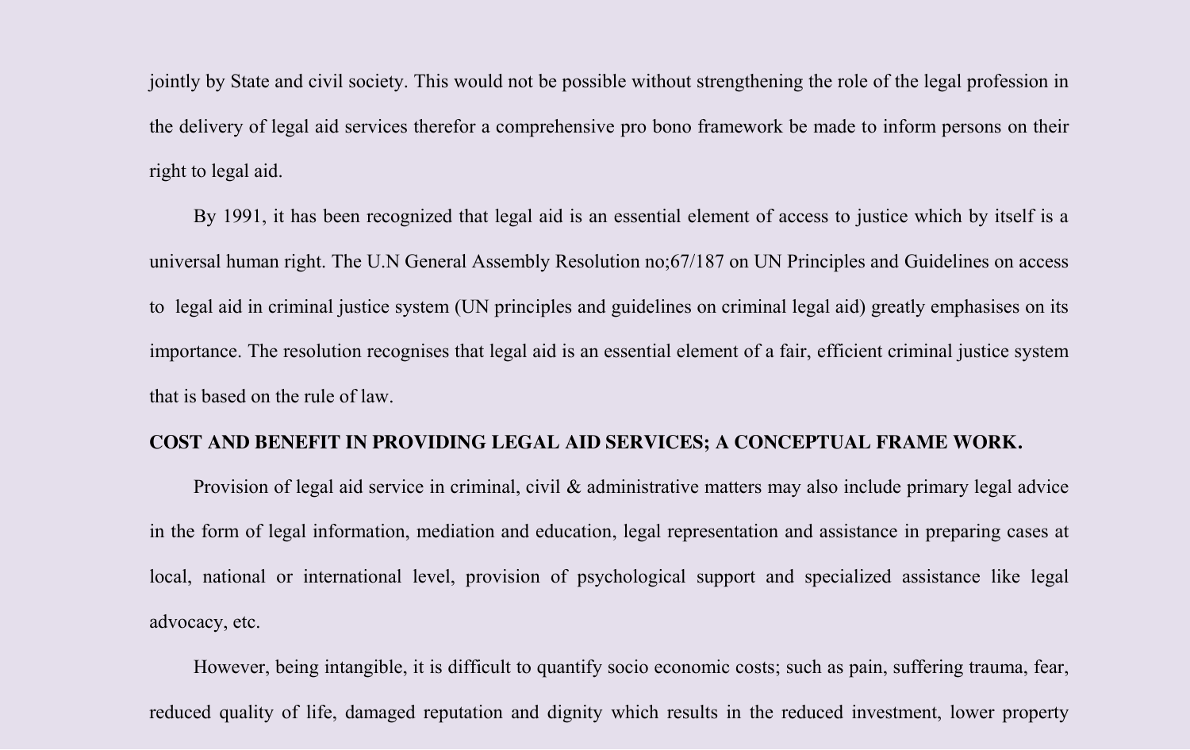jointly by State and civil society. This would not be possible without strengthening the role of the legal profession in the delivery of legal aid services therefor a comprehensive pro bono framework be made to inform persons on their right to legal aid.

By 1991, it has been recognized that legal aid is an essential element of access to justice which by itself is a universal human right. The U.N General Assembly Resolution no;67/187 on UN Principles and Guidelines on access to legal aid in criminal justice system (UN principles and guidelines on criminal legal aid) greatly emphasises on its importance. The resolution recognises that legal aid is an essential element of a fair, efficient criminal justice system that is based on the rule of law.

**COST AND BENEFIT IN PROVIDING LEGAL AID SERVICES; A CONCEPTUAL FRAME WORK.**

Provision of legal aid service in criminal, civil & administrative matters may also include primary legal advice in the form of legal information, mediation and education, legal representation and assistance in preparing cases at local, national or international level, provision of psychological support and specialized assistance like legal advocacy, etc.

However, being intangible, it is difficult to quantify socio economic costs; such as pain, suffering trauma, fear, reduced quality of life, damaged reputation and dignity which results in the reduced investment, lower property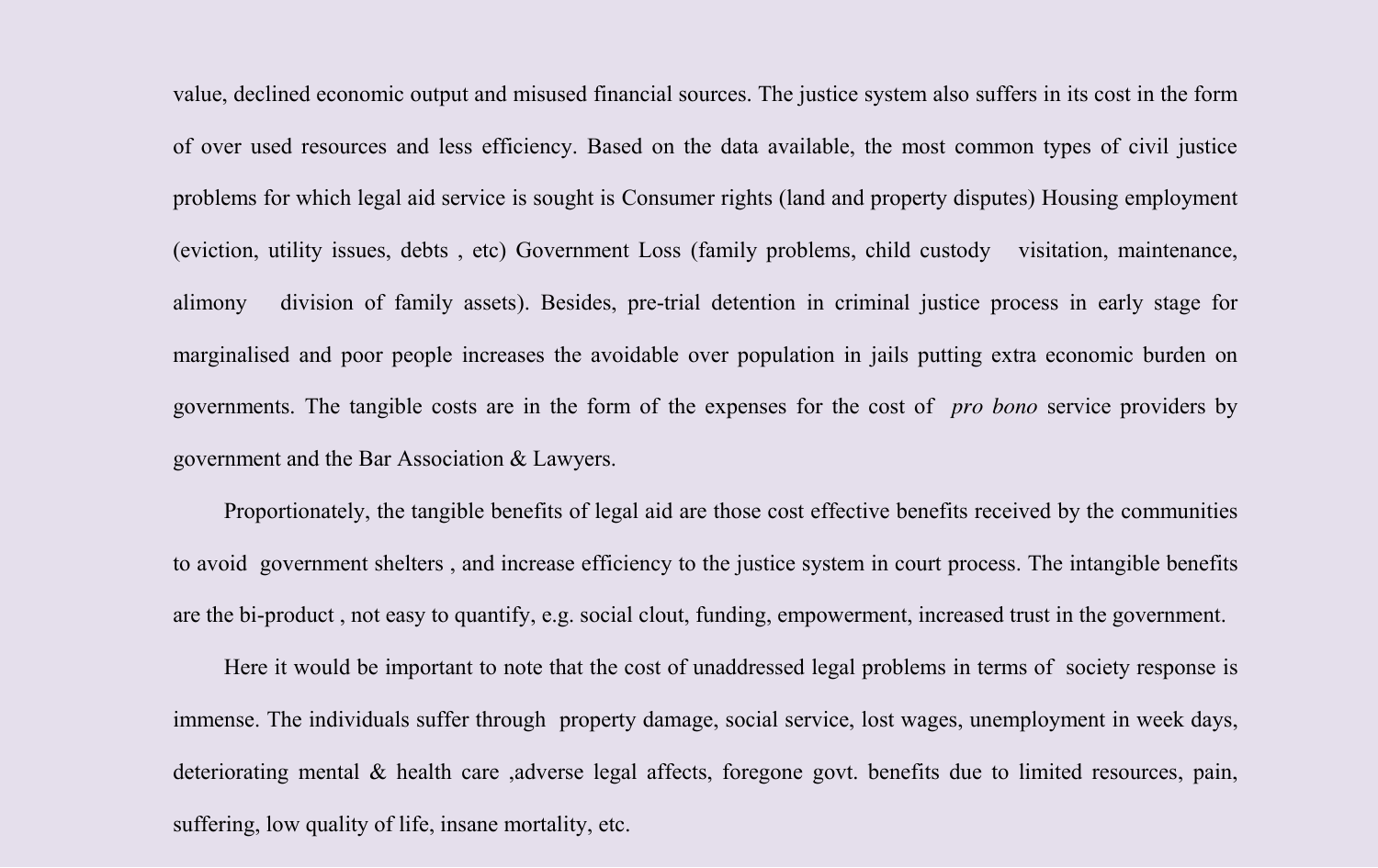value, declined economic output and misused financial sources. The justice system also suffers in its cost in the form of over used resources and less efficiency. Based on the data available, the most common types of civil justice problems for which legal aid service is sought is Consumer rights (land and property disputes) Housing employment (eviction, utility issues, debts , etc) Government Loss (family problems, child custody visitation, maintenance, alimony division of family assets). Besides, pre-trial detention in criminal justice process in early stage for marginalised and poor people increases the avoidable over population in jails putting extra economic burden on governments. The tangible costs are in the form of the expenses for the cost of *pro bono* service providers by government and the Bar Association & Lawyers.

Proportionately, the tangible benefits of legal aid are those cost effective benefits received by the communities to avoid government shelters , and increase efficiency to the justice system in court process. The intangible benefits are the bi-product , not easy to quantify, e.g. social clout, funding, empowerment, increased trust in the government.

Here it would be important to note that the cost of unaddressed legal problems in terms of society response is immense. The individuals suffer through property damage, social service, lost wages, unemployment in week days, deteriorating mental & health care ,adverse legal affects, foregone govt. benefits due to limited resources, pain, suffering, low quality of life, insane mortality, etc.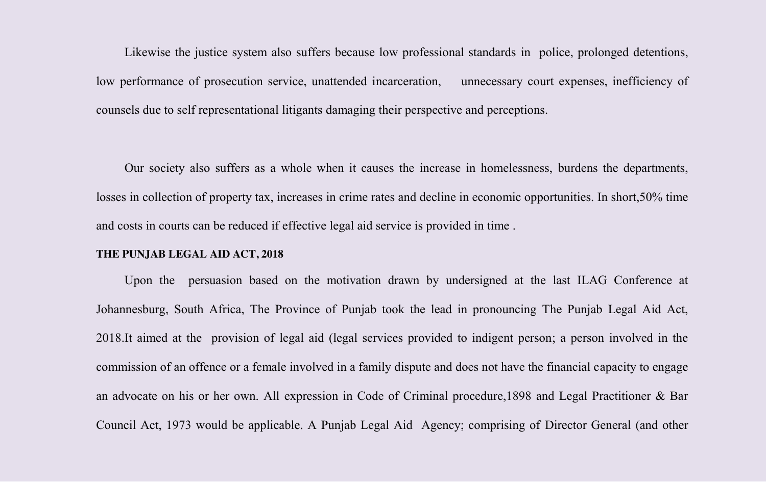Likewise the justice system also suffers because low professional standards in police, prolonged detentions, low performance of prosecution service, unattended incarceration, unnecessary court expenses, inefficiency of counsels due to self representational litigants damaging their perspective and perceptions.

Our society also suffers as a whole when it causes the increase in homelessness, burdens the departments, losses in collection of property tax, increases in crime rates and decline in economic opportunities. In short,50% time and costs in courts can be reduced if effective legal aid service is provided in time .

**THE PUNJAB LEGAL AID ACT, 2018**

Upon the persuasion based on the motivation drawn by undersigned at the last ILAG Conference at Johannesburg, South Africa, The Province of Punjab took the lead in pronouncing The Punjab Legal Aid Act, 2018.It aimed at the provision of legal aid (legal services provided to indigent person; a person involved in the commission of an offence or a female involved in a family dispute and does not have the financial capacity to engage an advocate on his or her own. All expression in Code of Criminal procedure,1898 and Legal Practitioner & Bar Council Act, 1973 would be applicable. A Punjab Legal Aid Agency; comprising of Director General (and other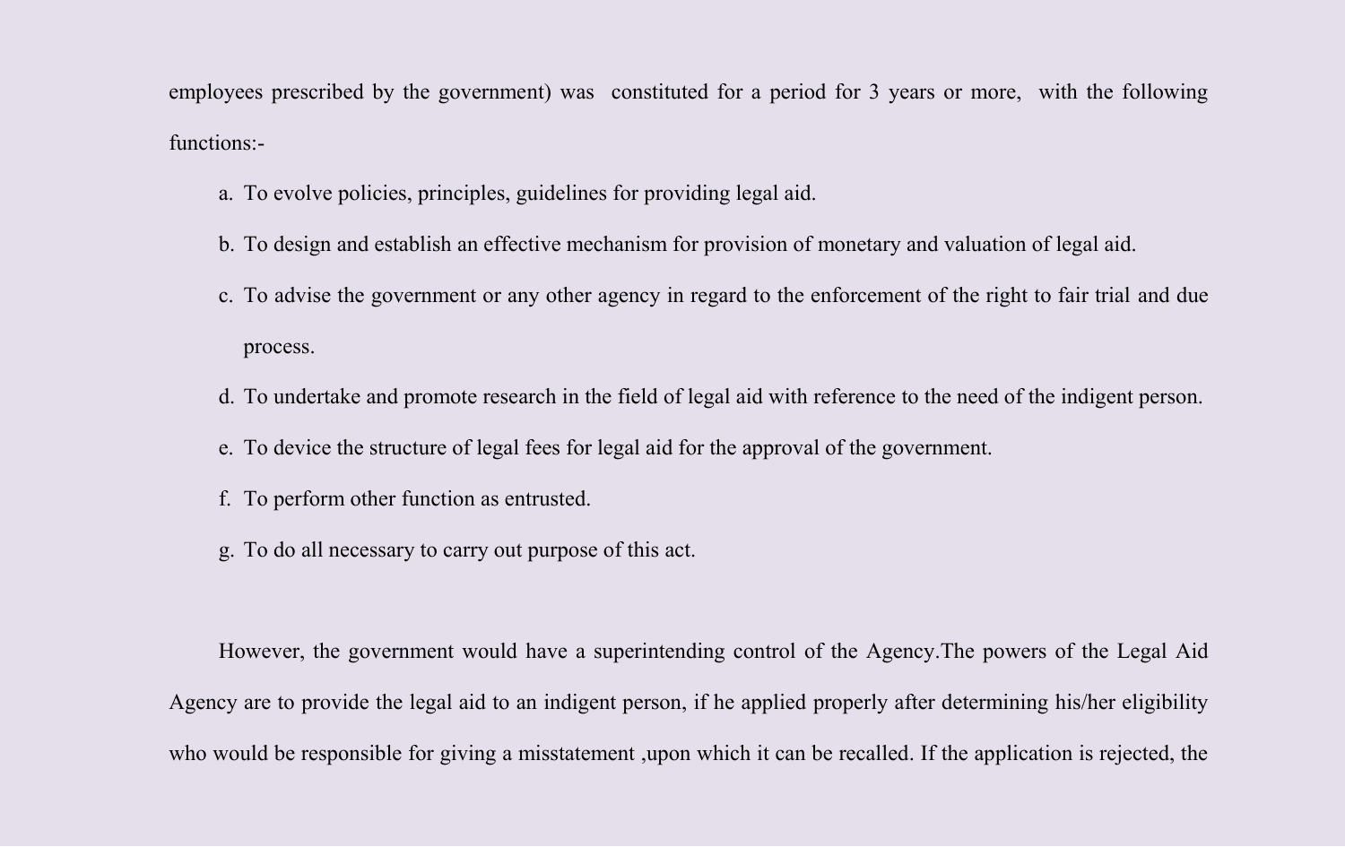employees prescribed by the government) was constituted for a period for 3 years or more, with the following functions:-

a. To evolve policies, principles, guidelines for providing legal aid.
b. To design and establish an effective mechanism for provision of monetary and valuation of legal aid.
c. To advise the government or any other agency in regard to the enforcement of the right to fair trial and due process.
d. To undertake and promote research in the field of legal aid with reference to the need of the indigent person.
e. To device the structure of legal fees for legal aid for the approval of the government.
f. To perform other function as entrusted.
g. To do all necessary to carry out purpose of this act.

However, the government would have a superintending control of the Agency.The powers of the Legal Aid Agency are to provide the legal aid to an indigent person, if he applied properly after determining his/her eligibility who would be responsible for giving a misstatement ,upon which it can be recalled. If the application is rejected, the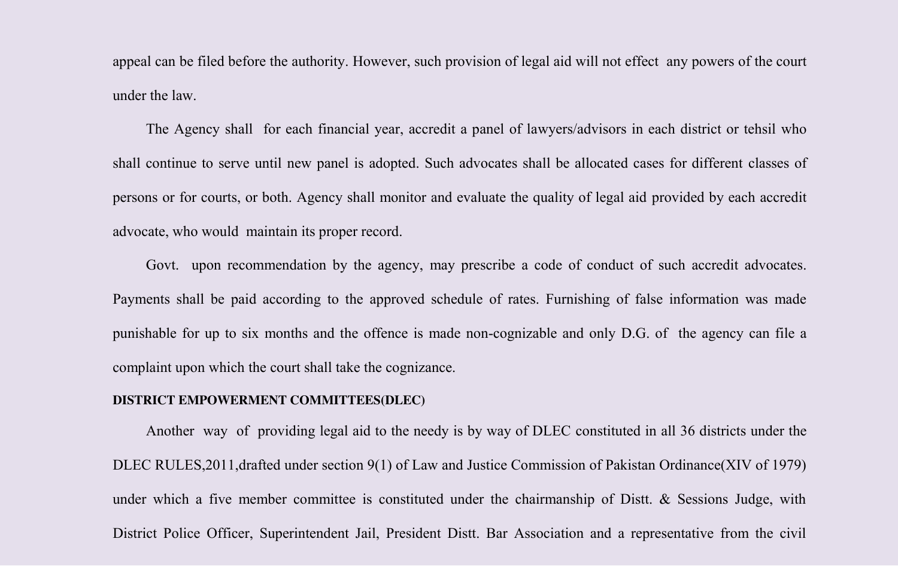appeal can be filed before the authority. However, such provision of legal aid will not effect any powers of the court under the law.

The Agency shall for each financial year, accredit a panel of lawyers/advisors in each district or tehsil who shall continue to serve until new panel is adopted. Such advocates shall be allocated cases for different classes of persons or for courts, or both. Agency shall monitor and evaluate the quality of legal aid provided by each accredit advocate, who would maintain its proper record.

Govt. upon recommendation by the agency, may prescribe a code of conduct of such accredit advocates. Payments shall be paid according to the approved schedule of rates. Furnishing of false information was made punishable for up to six months and the offence is made non-cognizable and only D.G. of the agency can file a complaint upon which the court shall take the cognizance.

**DISTRICT EMPOWERMENT COMMITTEES(DLEC)**

Another way of providing legal aid to the needy is by way of DLEC constituted in all 36 districts under the DLEC RULES,2011,drafted under section 9(1) of Law and Justice Commission of Pakistan Ordinance(XIV of 1979) under which a five member committee is constituted under the chairmanship of Distt. & Sessions Judge, with District Police Officer, Superintendent Jail, President Distt. Bar Association and a representative from the civil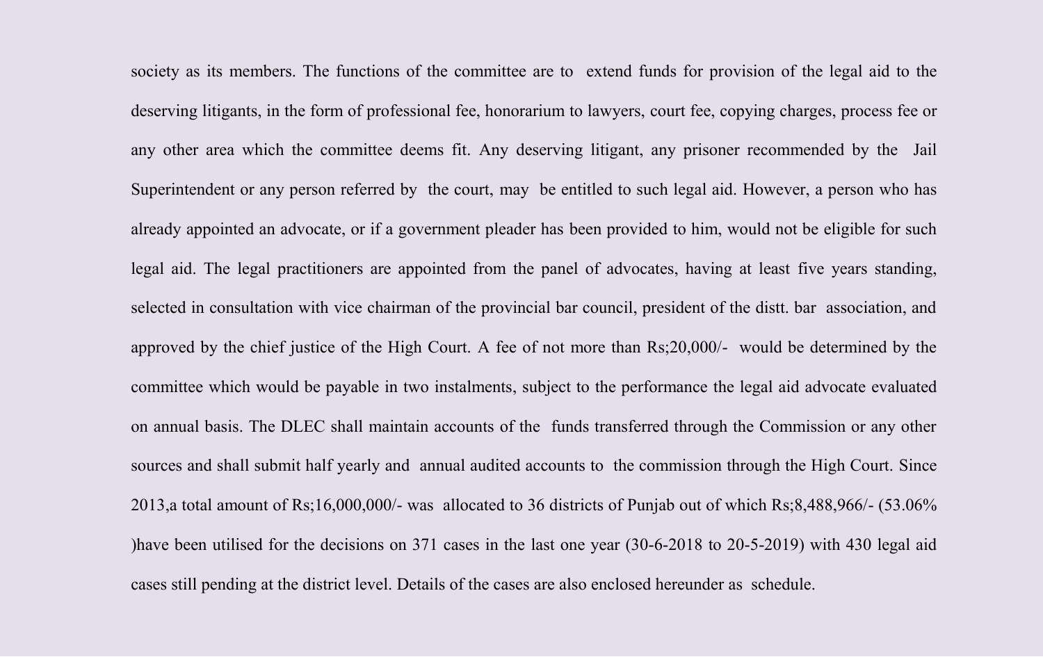society as its members. The functions of the committee are to extend funds for provision of the legal aid to the deserving litigants, in the form of professional fee, honorarium to lawyers, court fee, copying charges, process fee or any other area which the committee deems fit. Any deserving litigant, any prisoner recommended by the Jail Superintendent or any person referred by the court, may be entitled to such legal aid. However, a person who has already appointed an advocate, or if a government pleader has been provided to him, would not be eligible for such legal aid. The legal practitioners are appointed from the panel of advocates, having at least five years standing, selected in consultation with vice chairman of the provincial bar council, president of the distt. bar association, and approved by the chief justice of the High Court. A fee of not more than Rs;20,000/- would be determined by the committee which would be payable in two instalments, subject to the performance the legal aid advocate evaluated on annual basis. The DLEC shall maintain accounts of the funds transferred through the Commission or any other sources and shall submit half yearly and annual audited accounts to the commission through the High Court. Since 2013,a total amount of Rs;16,000,000/- was allocated to 36 districts of Punjab out of which Rs;8,488,966/- (53.06% )have been utilised for the decisions on 371 cases in the last one year (30-6-2018 to 20-5-2019) with 430 legal aid cases still pending at the district level. Details of the cases are also enclosed hereunder as schedule.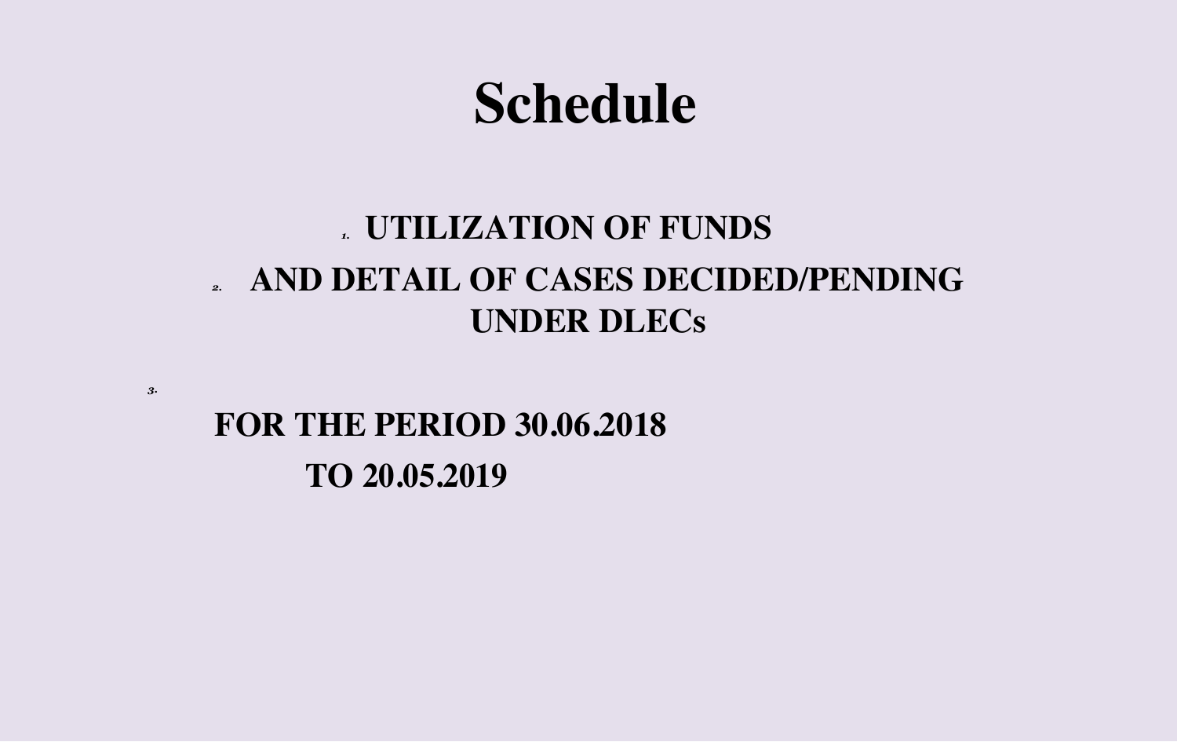# Schedule

1. **UTILIZATION OF FUNDS**
2. **AND DETAIL OF CASES DECIDED/PENDING UNDER DLECs**
3. **FOR THE PERIOD 30.06.2018 TO 20.05.2019**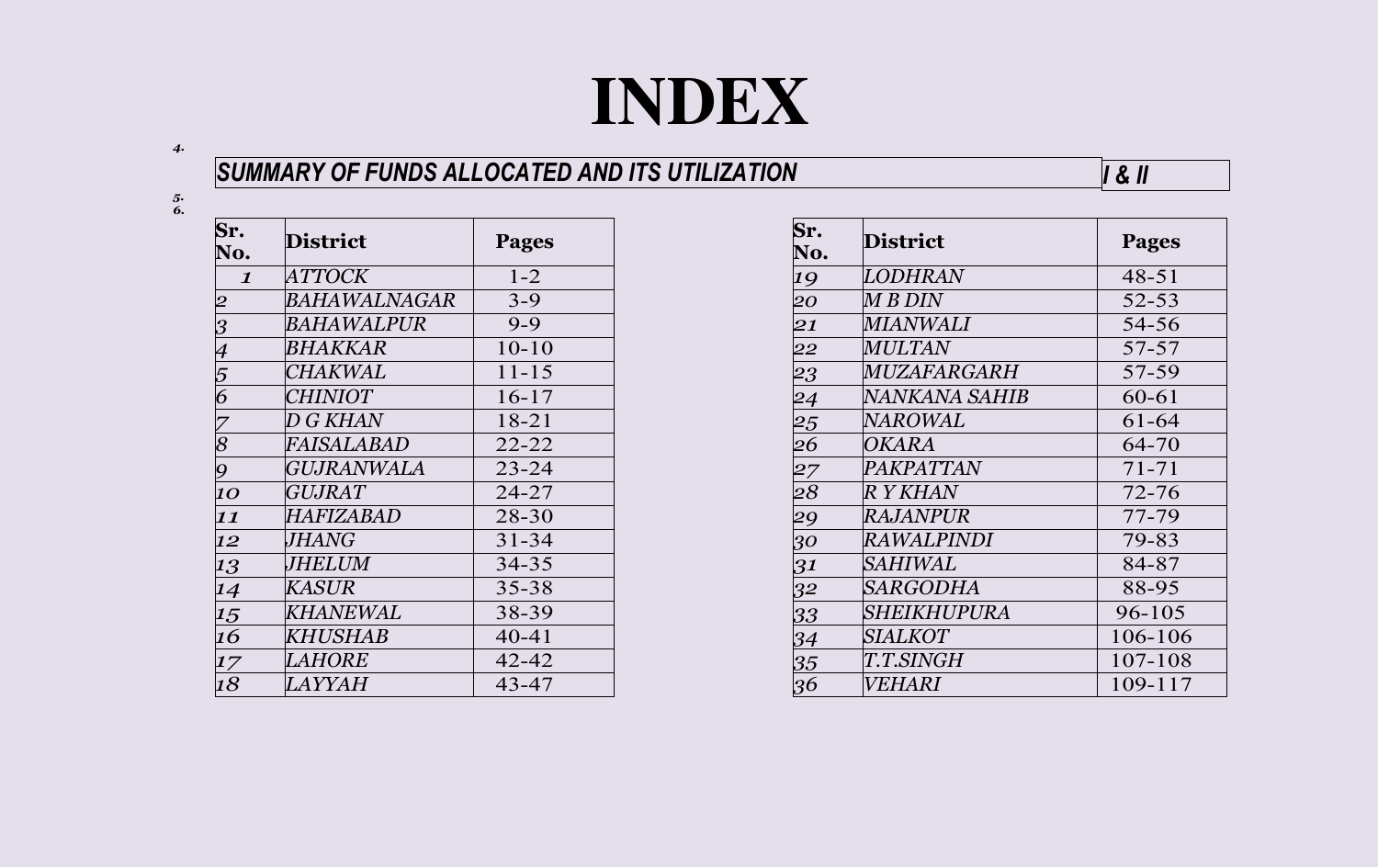# INDEX

4.

| SUMMARY OF FUNDS ALLOCATED AND ITS UTILIZATION | I & II |
|---|---|

5.
6.

| Sr. No. | District | Pages |
|---|---|---|
| 1 | ATTOCK | 1-2 |
| 2 | BAHAWALNAGAR | 3-9 |
| 3 | BAHAWALPUR | 9-9 |
| 4 | BHAKKAR | 10-10 |
| 5 | CHAKWAL | 11-15 |
| 6 | CHINIOT | 16-17 |
| 7 | D G KHAN | 18-21 |
| 8 | FAISALABAD | 22-22 |
| 9 | GUJRANWALA | 23-24 |
| 10 | GUJRAT | 24-27 |
| 11 | HAFIZABAD | 28-30 |
| 12 | JHANG | 31-34 |
| 13 | JHELUM | 34-35 |
| 14 | KASUR | 35-38 |
| 15 | KHANEWAL | 38-39 |
| 16 | KHUSHAB | 40-41 |
| 17 | LAHORE | 42-42 |
| 18 | LAYYAH | 43-47 |

| Sr. No. | District | Pages |
|---|---|---|
| 19 | LODHRAN | 48-51 |
| 20 | M B DIN | 52-53 |
| 21 | MIANWALI | 54-56 |
| 22 | MULTAN | 57-57 |
| 23 | MUZAFARGARH | 57-59 |
| 24 | NANKANA SAHIB | 60-61 |
| 25 | NAROWAL | 61-64 |
| 26 | OKARA | 64-70 |
| 27 | PAKPATTAN | 71-71 |
| 28 | R Y KHAN | 72-76 |
| 29 | RAJANPUR | 77-79 |
| 30 | RAWALPINDI | 79-83 |
| 31 | SAHIWAL | 84-87 |
| 32 | SARGODHA | 88-95 |
| 33 | SHEIKHUPURA | 96-105 |
| 34 | SIALKOT | 106-106 |
| 35 | T.T.SINGH | 107-108 |
| 36 | VEHARI | 109-117 |